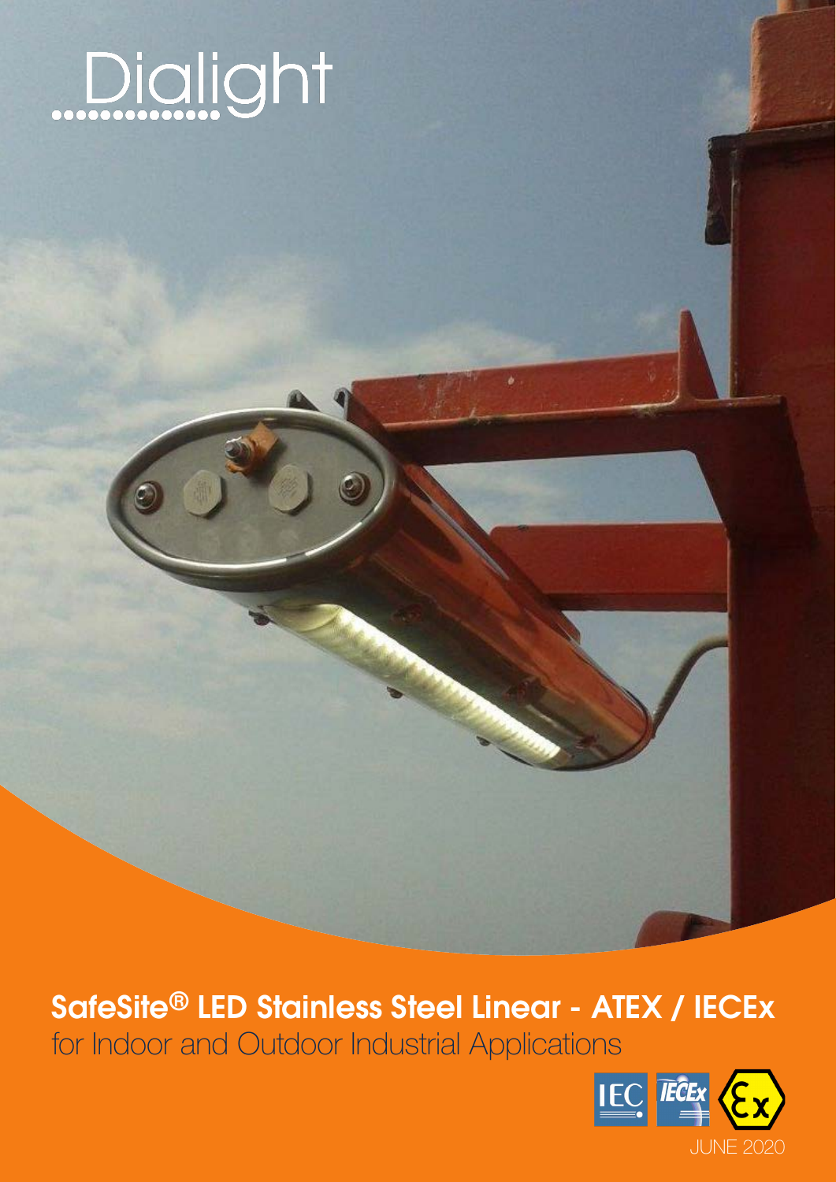Dialight

# SafeSite® LED Stainless Steel Linear - ATEX / IECEx

for Indoor and Outdoor Industrial Applications

JUNE 2020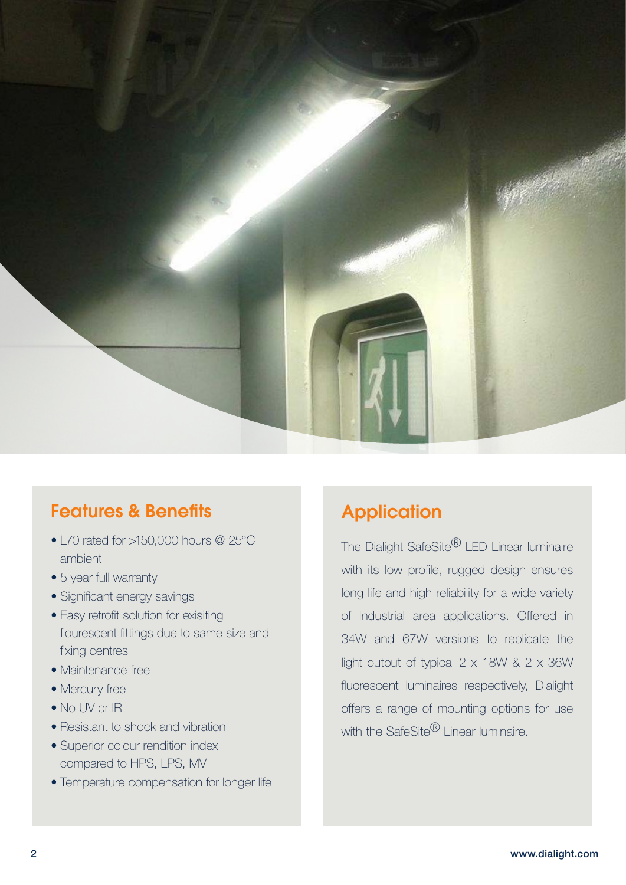## Features & Benefits

- L70 rated for >150,000 hours @ 25°C ambient
- 5 year full warranty
- Significant energy savings
- Easy retrofit solution for exisiting flourescent fittings due to same size and fixing centres
- Maintenance free
- Mercury free
- No UV or IR
- Resistant to shock and vibration
- Superior colour rendition index compared to HPS, LPS, MV
- Temperature compensation for longer life

## Application

The Dialight SafeSite® LED Linear luminaire with its low profile, rugged design ensures long life and high reliability for a wide variety of Industrial area applications. Offered in 34W and 67W versions to replicate the light output of typical 2 x 18W & 2 x 36W fluorescent luminaires respectively, Dialight offers a range of mounting options for use with the SafeSite® Linear luminaire.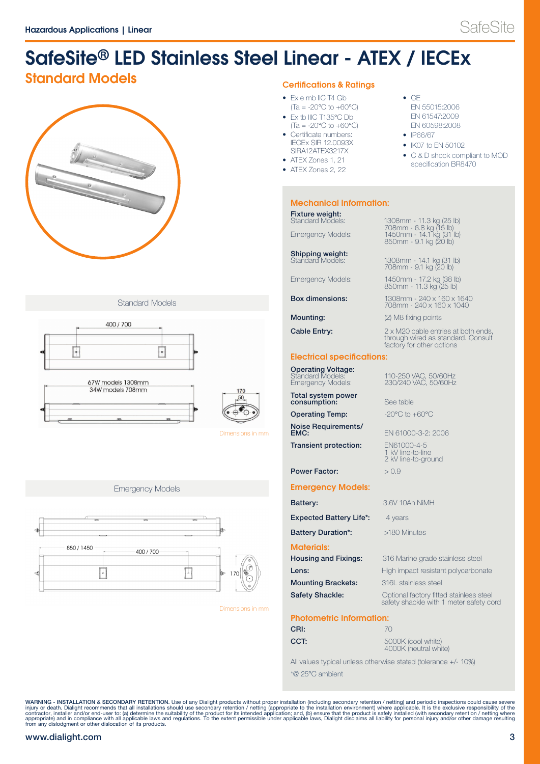# SafeSite® LED Stainless Steel Linear - ATEX / IECEx

## Standard Models

Standard Models

400 / 700

67W models 1308mm
34W models 708mm

170
50

Dimensions in mm

Emergency Models

850 / 1450

400 / 700

170

Dimensions in mm

### Certifications & Ratings

- Ex e mb IIC T4 Gb (Ta = -20°C to +60°C)
- Ex tb IIIC T135°C Db (Ta = -20°C to +60°C)
- Certificate numbers: IECEx SIR 12.0093X SIRA12ATEX3217X
- ATEX Zones 1, 21
- ATEX Zones 2, 22
- CE EN 55015:2006 EN 61547:2009 EN 60598:2008
- IP66/67
- IK07 to EN 50102
- C & D shock compliant to MOD specification BR8470

### Mechanical Information:

| | |
|---|---|
| **Fixture weight:** | |
| Standard Models: | 1308mm - 11.3 kg (25 lb)<br>708mm - 6.8 kg (15 lb) |
| Emergency Models: | 1450mm - 14.1 kg (31 lb)<br>850mm - 9.1 kg (20 lb) |
| **Shipping weight:** | |
| Standard Models: | 1308mm - 14.1 kg (31 lb)<br>708mm - 9.1 kg (20 lb) |
| Emergency Models: | 1450mm - 17.2 kg (38 lb)<br>850mm - 11.3 kg (25 lb) |
| **Box dimensions:** | 1308mm - 240 x 160 x 1640<br>708mm - 240 x 160 x 1040 |
| **Mounting:** | (2) M8 fixing points |
| **Cable Entry:** | 2 x M20 cable entries at both ends, through wired as standard. Consult factory for other options |

### Electrical specifications:

| | |
|---|---|
| **Operating Voltage:** | |
| Standard Models: | 110-250 VAC, 50/60Hz |
| Emergency Models: | 230/240 VAC, 50/60Hz |
| **Total system power consumption:** | See table |
| **Operating Temp:** | -20°C to +60°C |
| **Noise Requirements/ EMC:** | EN 61000-3-2: 2006 |
| **Transient protection:** | EN61000-4-5<br>1 kV line-to-line<br>2 kV line-to-ground |
| **Power Factor:** | > 0.9 |

### Emergency Models:

| | |
|---|---|
| **Battery:** | 3.6V 10Ah NiMH |
| **Expected Battery Life*:** | 4 years |
| **Battery Duration*:** | >180 Minutes |

### Materials:

| | |
|---|---|
| **Housing and Fixings:** | 316 Marine grade stainless steel |
| **Lens:** | High impact resistant polycarbonate |
| **Mounting Brackets:** | 316L stainless steel |
| **Safety Shackle:** | Optional factory fitted stainless steel safety shackle with 1 meter safety cord |

### Photometric Information:

| | |
|---|---|
| **CRI:** | 70 |
| **CCT:** | 5000K (cool white)<br>4000K (neutral white) |

All values typical unless otherwise stated (tolerance +/- 10%)

*@ 25°C ambient

**WARNING - INSTALLATION & SECONDARY RETENTION.** Use of any Dialight products without proper installation (including secondary retention / netting) and periodic inspections could cause severe injury or death. Dialight recommends that all installations should use secondary retention / netting (appropriate to the installation environment) where applicable. It is the exclusive responsibility of the contractor, installer and/or end-user to: (a) determine the suitability of the product for its intended application; and, (b) ensure that the product is safely installed (with secondary retention / netting where appropriate) and in compliance with all applicable laws and regulations. To the extent permissible under applicable laws, Dialight disclaims all liability for personal injury and/or other damage resulting from any dislodgment or other dislocation of its products.

www.dialight.com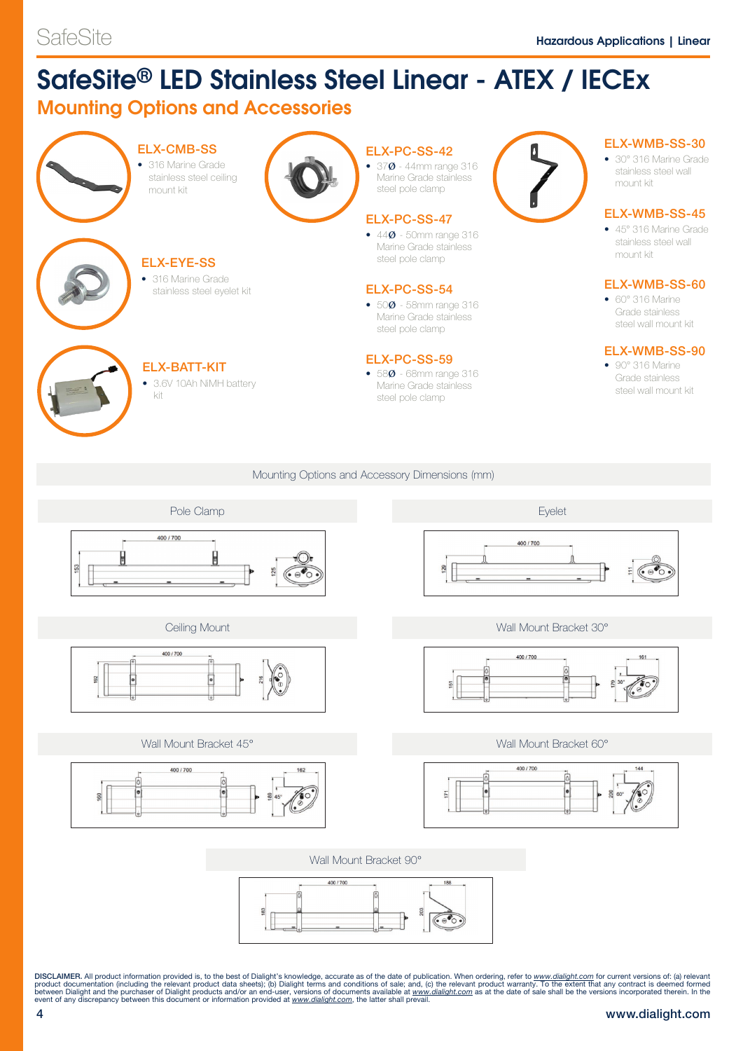# SafeSite® LED Stainless Steel Linear - ATEX / IECEx

## Mounting Options and Accessories

### ELX-CMB-SS
- 316 Marine Grade stainless steel ceiling mount kit

### ELX-EYE-SS
- 316 Marine Grade stainless steel eyelet kit

### ELX-BATT-KIT
- 3.6V 10Ah NiMH battery kit

### ELX-PC-SS-42
- 37Ø - 44mm range 316 Marine Grade stainless steel pole clamp

### ELX-PC-SS-47
- 44Ø - 50mm range 316 Marine Grade stainless steel pole clamp

### ELX-PC-SS-54
- 50Ø - 58mm range 316 Marine Grade stainless steel pole clamp

### ELX-PC-SS-59
- 58Ø - 68mm range 316 Marine Grade stainless steel pole clamp

### ELX-WMB-SS-30
- 30° 316 Marine Grade stainless steel wall mount kit

### ELX-WMB-SS-45
- 45° 316 Marine Grade stainless steel wall mount kit

### ELX-WMB-SS-60
- 60° 316 Marine Grade stainless steel wall mount kit

### ELX-WMB-SS-90
- 90° 316 Marine Grade stainless steel wall mount kit

## Mounting Options and Accessory Dimensions (mm)

**Pole Clamp**

400 / 700 — 153 — 125

**Eyelet**

400 / 700 — 129 — 111

**Ceiling Mount**

400 / 700 — 192 — 216

**Wall Mount Bracket 30°**

400 / 700 — 151 — 179 — 161 — 30°

**Wall Mount Bracket 45°**

400 / 700 — 169 — 188 — 162 — 45°

**Wall Mount Bracket 60°**

400 / 700 — 171 — 200 — 144 — 60°

**Wall Mount Bracket 90°**

400 / 700 — 183 — 203 — 188

**DISCLAIMER.** All product information provided is, to the best of Dialight's knowledge, accurate as of the date of publication. When ordering, refer to www.dialight.com for current versions of: (a) relevant product documentation (including the relevant product data sheets); (b) Dialight terms and conditions of sale; and, (c) the relevant product warranty. To the extent that any contract is deemed formed between Dialight and the purchaser of Dialight products and/or an end-user, versions of documents available at www.dialight.com as at the date of sale shall be the versions incorporated therein. In the event of any discrepancy between this document or information provided at www.dialight.com, the latter shall prevail.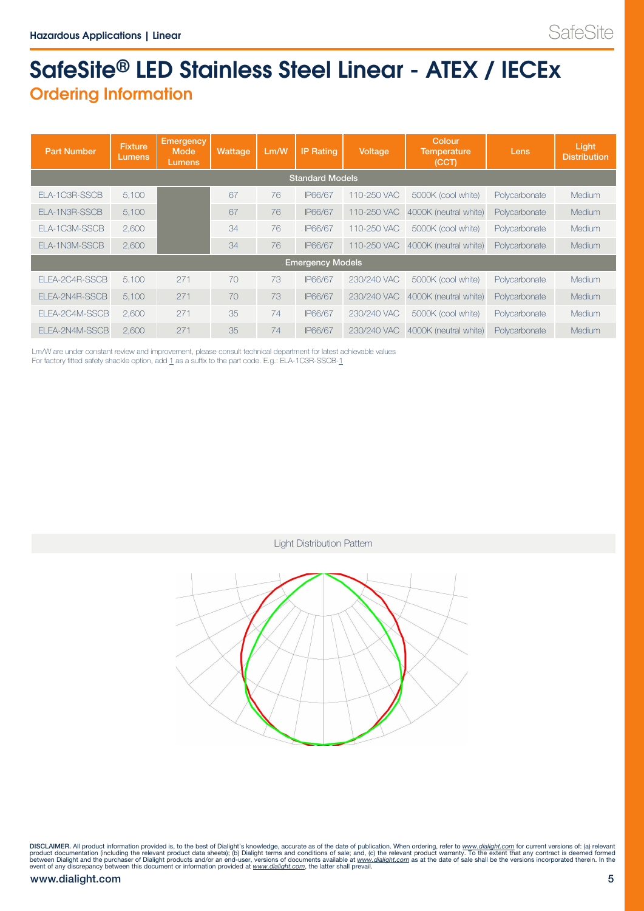# SafeSite® LED Stainless Steel Linear - ATEX / IECEx

## Ordering Information

| Part Number | Fixture Lumens | Emergency Mode Lumens | Wattage | Lm/W | IP Rating | Voltage | Colour Temperature (CCT) | Lens | Light Distribution |
|---|---|---|---|---|---|---|---|---|---|
| **Standard Models** | | | | | | | | | |
| ELA-1C3R-SSCB | 5,100 | | 67 | 76 | IP66/67 | 110-250 VAC | 5000K (cool white) | Polycarbonate | Medium |
| ELA-1N3R-SSCB | 5,100 | | 67 | 76 | IP66/67 | 110-250 VAC | 4000K (neutral white) | Polycarbonate | Medium |
| ELA-1C3M-SSCB | 2,600 | | 34 | 76 | IP66/67 | 110-250 VAC | 5000K (cool white) | Polycarbonate | Medium |
| ELA-1N3M-SSCB | 2,600 | | 34 | 76 | IP66/67 | 110-250 VAC | 4000K (neutral white) | Polycarbonate | Medium |
| **Emergency Models** | | | | | | | | | |
| ELEA-2C4R-SSCB | 5.100 | 271 | 70 | 73 | IP66/67 | 230/240 VAC | 5000K (cool white) | Polycarbonate | Medium |
| ELEA-2N4R-SSCB | 5,100 | 271 | 70 | 73 | IP66/67 | 230/240 VAC | 4000K (neutral white) | Polycarbonate | Medium |
| ELEA-2C4M-SSCB | 2,600 | 271 | 35 | 74 | IP66/67 | 230/240 VAC | 5000K (cool white) | Polycarbonate | Medium |
| ELEA-2N4M-SSCB | 2,600 | 271 | 35 | 74 | IP66/67 | 230/240 VAC | 4000K (neutral white) | Polycarbonate | Medium |

Lm/W are under constant review and improvement, please consult technical department for latest achievable values

For factory fitted safety shackle option, add 1 as a suffix to the part code. E.g.: ELA-1C3R-SSCB-1

Light Distribution Pattern

DISCLAIMER. All product information provided is, to the best of Dialight's knowledge, accurate as of the date of publication. When ordering, refer to *www.dialight.com* for current versions of: (a) relevant product documentation (including the relevant product data sheets); (b) Dialight terms and conditions of sale; and, (c) the relevant product warranty. To the extent that any contract is deemed formed between Dialight and the purchaser of Dialight products and/or an end-user, versions of documents available at *www.dialight.com* as at the date of sale shall be the versions incorporated therein. In the event of any discrepancy between this document or information provided at *www.dialight.com*, the latter shall prevail.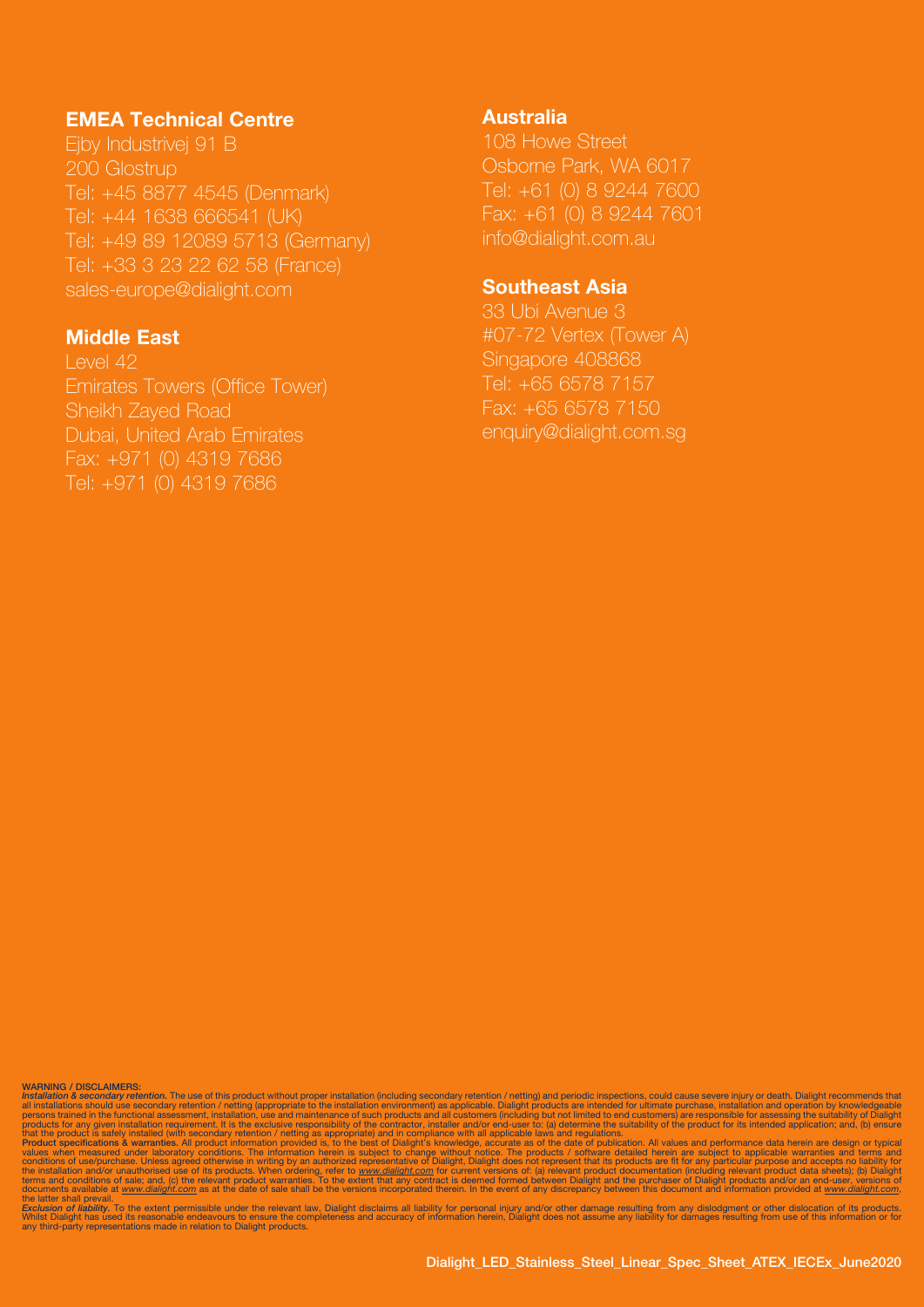## EMEA Technical Centre

Ejby Industrivej 91 B
200 Glostrup
Tel: +45 8877 4545 (Denmark)
Tel: +44 1638 666541 (UK)
Tel: +49 89 12089 5713 (Germany)
Tel: +33 3 23 22 62 58 (France)
sales-europe@dialight.com

## Middle East

Level 42
Emirates Towers (Office Tower)
Sheikh Zayed Road
Dubai, United Arab Emirates
Fax: +971 (0) 4319 7686
Tel: +971 (0) 4319 7686

## Australia

108 Howe Street
Osborne Park, WA 6017
Tel: +61 (0) 8 9244 7600
Fax: +61 (0) 8 9244 7601
info@dialight.com.au

## Southeast Asia

33 Ubi Avenue 3
#07-72 Vertex (Tower A)
Singapore 408868
Tel: +65 6578 7157
Fax: +65 6578 7150
enquiry@dialight.com.sg

**WARNING / DISCLAIMERS:**
***Installation & secondary retention.*** The use of this product without proper installation (including secondary retention / netting) and periodic inspections, could cause severe injury or death. Dialight recommends that all installations should use secondary retention / netting (appropriate to the installation environment) as applicable. Dialight products are intended for ultimate purchase, installation and operation by knowledgeable persons trained in the functional assessment, installation, use and maintenance of such products and all customers (including but not limited to end customers) are responsible for assessing the suitability of Dialight products for any given installation requirement. It is the exclusive responsibility of the contractor, installer and/or end-user to: (a) determine the suitability of the product for its intended application; and, (b) ensure that the product is safely installed (with secondary retention / netting as appropriate) and in compliance with all applicable laws and regulations.
**Product specifications & warranties.** All product information provided is, to the best of Dialight's knowledge, accurate as of the date of publication. All values and performance data herein are design or typical values when measured under laboratory conditions. The information herein is subject to change without notice. The products / software detailed herein are subject to applicable warranties and terms and conditions of use/purchase. Unless agreed otherwise in writing by an authorized representative of Dialight, Dialight does not represent that its products are fit for any particular purpose and accepts no liability for the installation and/or unauthorised use of its products. When ordering, refer to www.dialight.com for current versions of: (a) relevant product documentation (including relevant product data sheets); (b) Dialight terms and conditions of sale; and, (c) the relevant product warranties. To the extent that any contract is deemed formed between Dialight and the purchaser of Dialight products and/or an end-user, versions of documents available at www.dialight.com as at the date of sale shall be the versions incorporated therein. In the event of any discrepancy between this document and information provided at www.dialight.com, the latter shall prevail.
***Exclusion of liability.*** To the extent permissible under the relevant law, Dialight disclaims all liability for personal injury and/or other damage resulting from any dislodgment or other dislocation of its products. Whilst Dialight has used its reasonable endeavours to ensure the completeness and accuracy of information herein, Dialight does not assume any liability for damages resulting from use of this information or for any third-party representations made in relation to Dialight products.

**Dialight_LED_Stainless_Steel_Linear_Spec_Sheet_ATEX_IECEx_June2020**